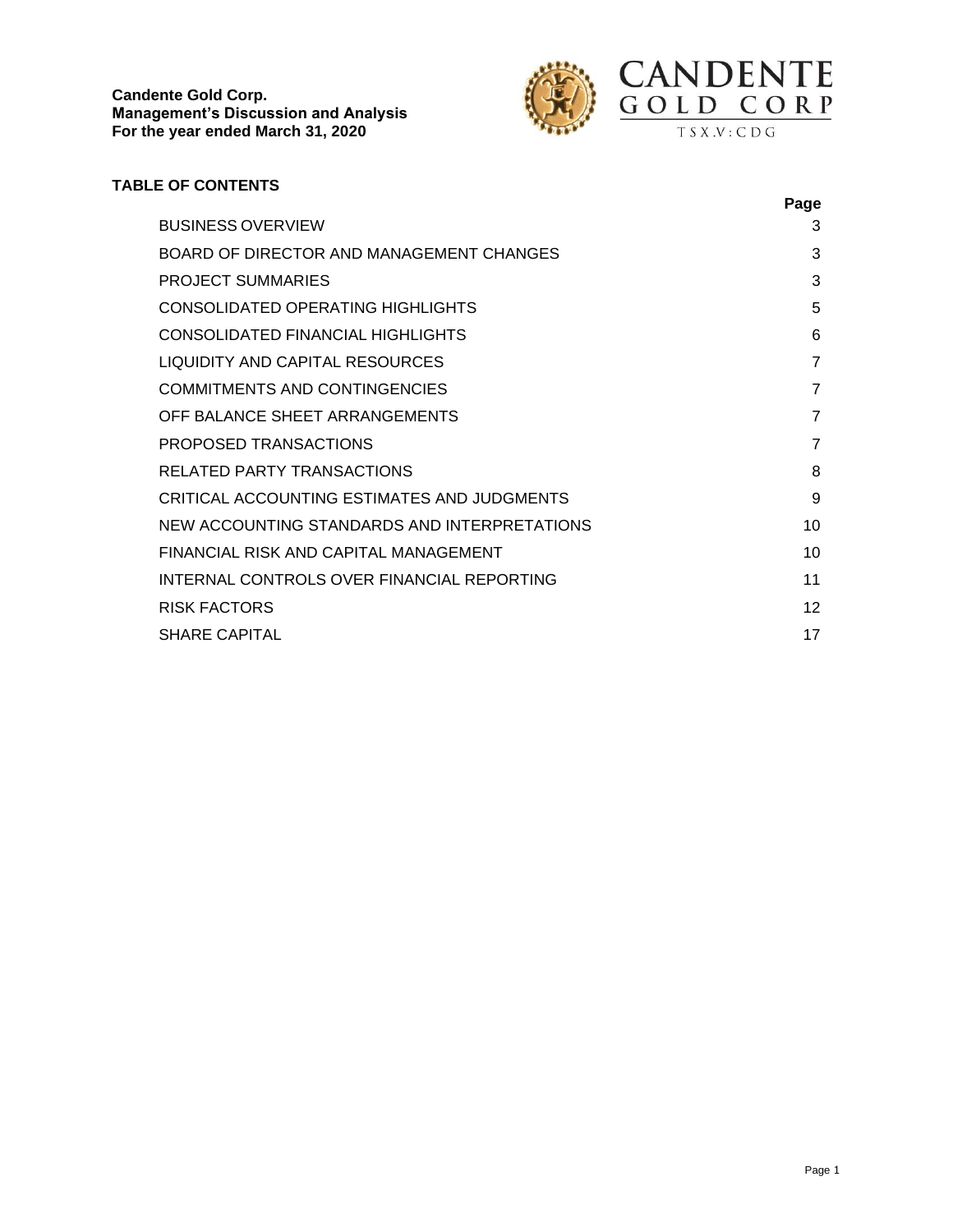**Candente Gold Corp.**
**Management's Discussion and Analysis**
**For the year ended March 31, 2020**

CANDENTE GOLD CORP

TSX.V: CDG

## TABLE OF CONTENTS

| | Page |
|---|---|
| BUSINESS OVERVIEW | 3 |
| BOARD OF DIRECTOR AND MANAGEMENT CHANGES | 3 |
| PROJECT SUMMARIES | 3 |
| CONSOLIDATED OPERATING HIGHLIGHTS | 5 |
| CONSOLIDATED FINANCIAL HIGHLIGHTS | 6 |
| LIQUIDITY AND CAPITAL RESOURCES | 7 |
| COMMITMENTS AND CONTINGENCIES | 7 |
| OFF BALANCE SHEET ARRANGEMENTS | 7 |
| PROPOSED TRANSACTIONS | 7 |
| RELATED PARTY TRANSACTIONS | 8 |
| CRITICAL ACCOUNTING ESTIMATES AND JUDGMENTS | 9 |
| NEW ACCOUNTING STANDARDS AND INTERPRETATIONS | 10 |
| FINANCIAL RISK AND CAPITAL MANAGEMENT | 10 |
| INTERNAL CONTROLS OVER FINANCIAL REPORTING | 11 |
| RISK FACTORS | 12 |
| SHARE CAPITAL | 17 |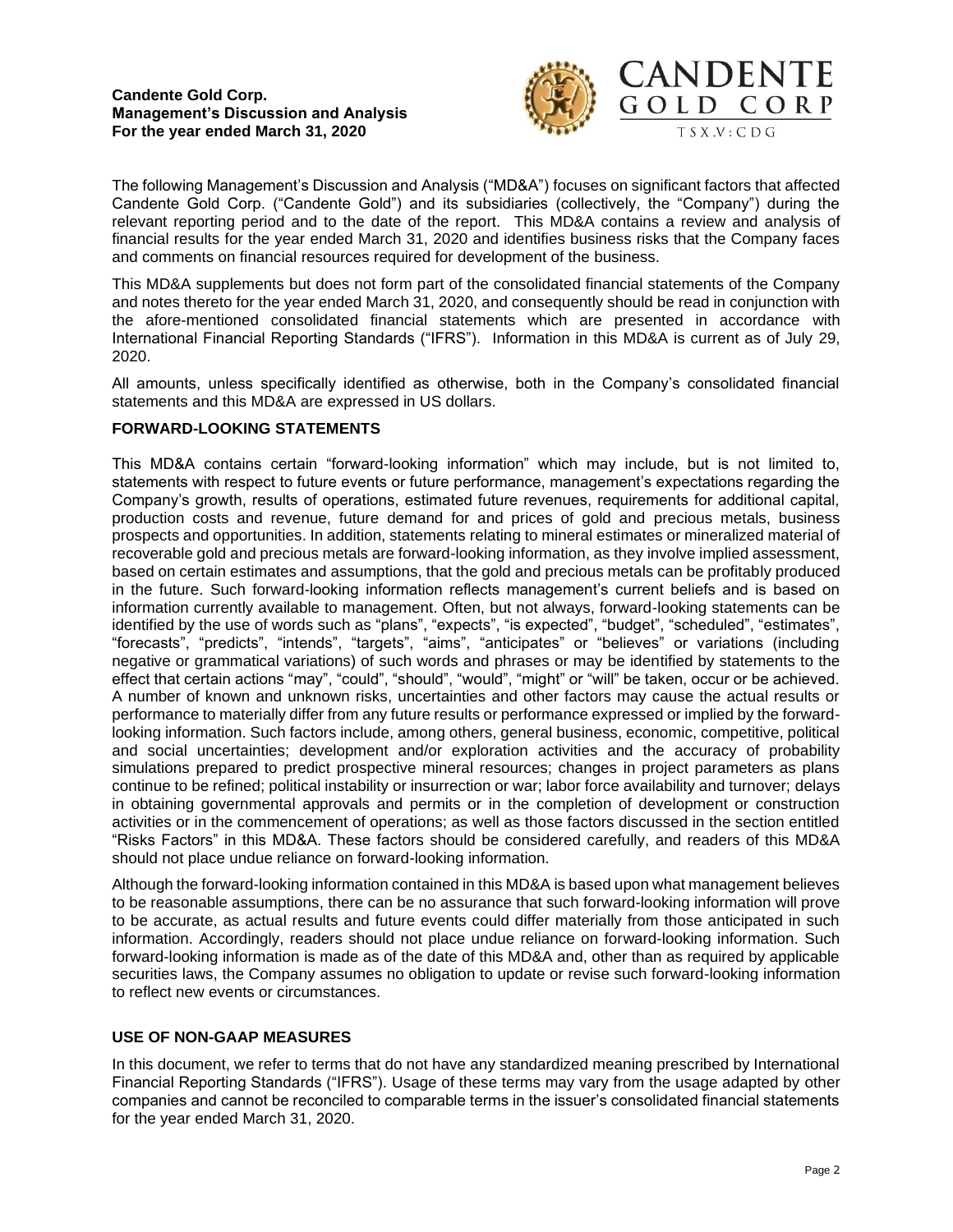The following Management's Discussion and Analysis ("MD&A") focuses on significant factors that affected Candente Gold Corp. ("Candente Gold") and its subsidiaries (collectively, the "Company") during the relevant reporting period and to the date of the report. This MD&A contains a review and analysis of financial results for the year ended March 31, 2020 and identifies business risks that the Company faces and comments on financial resources required for development of the business.

This MD&A supplements but does not form part of the consolidated financial statements of the Company and notes thereto for the year ended March 31, 2020, and consequently should be read in conjunction with the afore-mentioned consolidated financial statements which are presented in accordance with International Financial Reporting Standards ("IFRS"). Information in this MD&A is current as of July 29, 2020.

All amounts, unless specifically identified as otherwise, both in the Company's consolidated financial statements and this MD&A are expressed in US dollars.

## FORWARD-LOOKING STATEMENTS

This MD&A contains certain "forward-looking information" which may include, but is not limited to, statements with respect to future events or future performance, management's expectations regarding the Company's growth, results of operations, estimated future revenues, requirements for additional capital, production costs and revenue, future demand for and prices of gold and precious metals, business prospects and opportunities. In addition, statements relating to mineral estimates or mineralized material of recoverable gold and precious metals are forward-looking information, as they involve implied assessment, based on certain estimates and assumptions, that the gold and precious metals can be profitably produced in the future. Such forward-looking information reflects management's current beliefs and is based on information currently available to management. Often, but not always, forward-looking statements can be identified by the use of words such as "plans", "expects", "is expected", "budget", "scheduled", "estimates", "forecasts", "predicts", "intends", "targets", "aims", "anticipates" or "believes" or variations (including negative or grammatical variations) of such words and phrases or may be identified by statements to the effect that certain actions "may", "could", "should", "would", "might" or "will" be taken, occur or be achieved. A number of known and unknown risks, uncertainties and other factors may cause the actual results or performance to materially differ from any future results or performance expressed or implied by the forward-looking information. Such factors include, among others, general business, economic, competitive, political and social uncertainties; development and/or exploration activities and the accuracy of probability simulations prepared to predict prospective mineral resources; changes in project parameters as plans continue to be refined; political instability or insurrection or war; labor force availability and turnover; delays in obtaining governmental approvals and permits or in the completion of development or construction activities or in the commencement of operations; as well as those factors discussed in the section entitled "Risks Factors" in this MD&A. These factors should be considered carefully, and readers of this MD&A should not place undue reliance on forward-looking information.

Although the forward-looking information contained in this MD&A is based upon what management believes to be reasonable assumptions, there can be no assurance that such forward-looking information will prove to be accurate, as actual results and future events could differ materially from those anticipated in such information. Accordingly, readers should not place undue reliance on forward-looking information. Such forward-looking information is made as of the date of this MD&A and, other than as required by applicable securities laws, the Company assumes no obligation to update or revise such forward-looking information to reflect new events or circumstances.

## USE OF NON-GAAP MEASURES

In this document, we refer to terms that do not have any standardized meaning prescribed by International Financial Reporting Standards ("IFRS"). Usage of these terms may vary from the usage adapted by other companies and cannot be reconciled to comparable terms in the issuer's consolidated financial statements for the year ended March 31, 2020.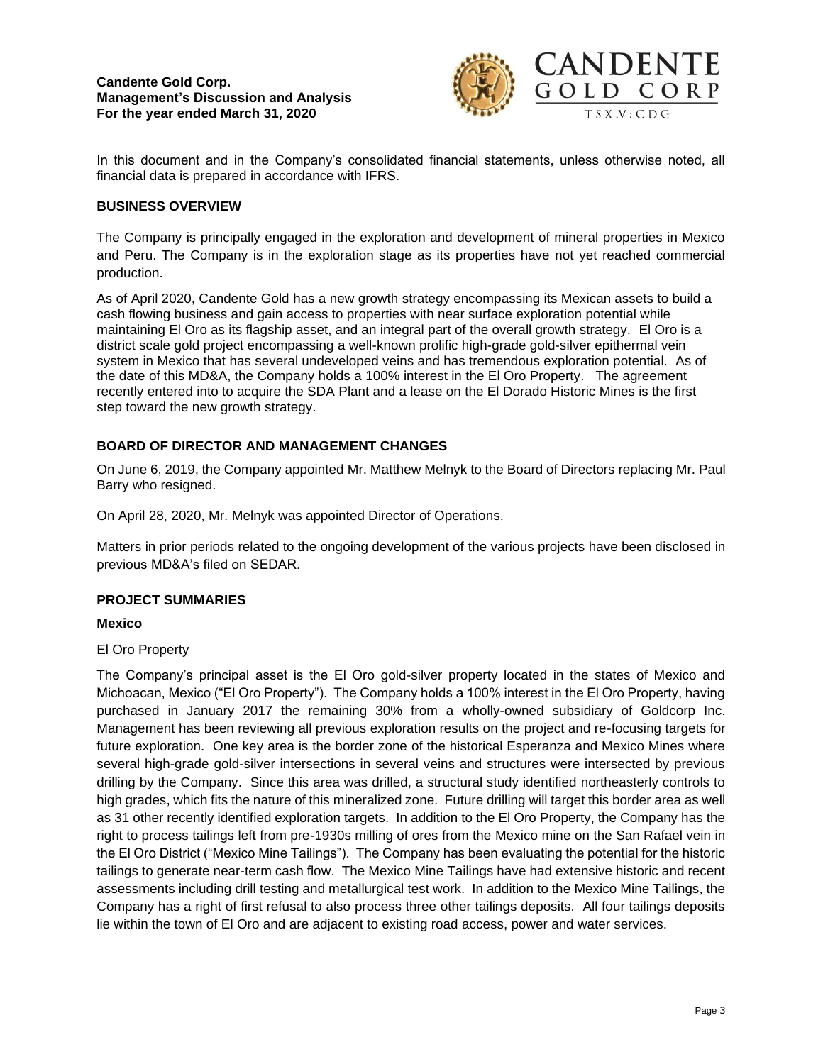In this document and in the Company's consolidated financial statements, unless otherwise noted, all financial data is prepared in accordance with IFRS.

## BUSINESS OVERVIEW

The Company is principally engaged in the exploration and development of mineral properties in Mexico and Peru. The Company is in the exploration stage as its properties have not yet reached commercial production.

As of April 2020, Candente Gold has a new growth strategy encompassing its Mexican assets to build a cash flowing business and gain access to properties with near surface exploration potential while maintaining El Oro as its flagship asset, and an integral part of the overall growth strategy. El Oro is a district scale gold project encompassing a well-known prolific high-grade gold-silver epithermal vein system in Mexico that has several undeveloped veins and has tremendous exploration potential. As of the date of this MD&A, the Company holds a 100% interest in the El Oro Property. The agreement recently entered into to acquire the SDA Plant and a lease on the El Dorado Historic Mines is the first step toward the new growth strategy.

## BOARD OF DIRECTOR AND MANAGEMENT CHANGES

On June 6, 2019, the Company appointed Mr. Matthew Melnyk to the Board of Directors replacing Mr. Paul Barry who resigned.

On April 28, 2020, Mr. Melnyk was appointed Director of Operations.

Matters in prior periods related to the ongoing development of the various projects have been disclosed in previous MD&A's filed on SEDAR.

## PROJECT SUMMARIES

### Mexico

El Oro Property

The Company's principal asset is the El Oro gold-silver property located in the states of Mexico and Michoacan, Mexico ("El Oro Property"). The Company holds a 100% interest in the El Oro Property, having purchased in January 2017 the remaining 30% from a wholly-owned subsidiary of Goldcorp Inc. Management has been reviewing all previous exploration results on the project and re-focusing targets for future exploration. One key area is the border zone of the historical Esperanza and Mexico Mines where several high-grade gold-silver intersections in several veins and structures were intersected by previous drilling by the Company. Since this area was drilled, a structural study identified northeasterly controls to high grades, which fits the nature of this mineralized zone. Future drilling will target this border area as well as 31 other recently identified exploration targets. In addition to the El Oro Property, the Company has the right to process tailings left from pre-1930s milling of ores from the Mexico mine on the San Rafael vein in the El Oro District ("Mexico Mine Tailings"). The Company has been evaluating the potential for the historic tailings to generate near-term cash flow. The Mexico Mine Tailings have had extensive historic and recent assessments including drill testing and metallurgical test work. In addition to the Mexico Mine Tailings, the Company has a right of first refusal to also process three other tailings deposits. All four tailings deposits lie within the town of El Oro and are adjacent to existing road access, power and water services.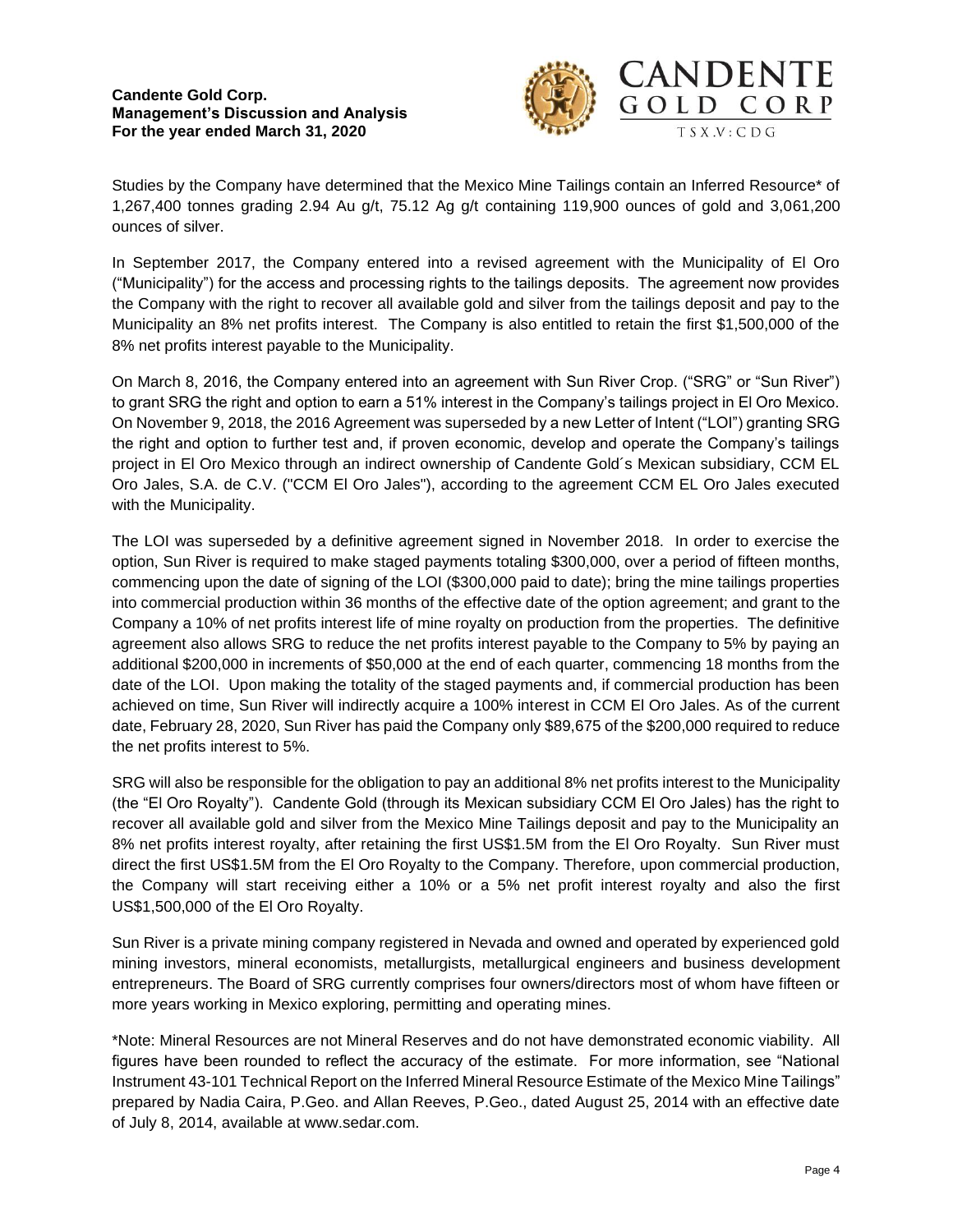Studies by the Company have determined that the Mexico Mine Tailings contain an Inferred Resource* of 1,267,400 tonnes grading 2.94 Au g/t, 75.12 Ag g/t containing 119,900 ounces of gold and 3,061,200 ounces of silver.

In September 2017, the Company entered into a revised agreement with the Municipality of El Oro ("Municipality") for the access and processing rights to the tailings deposits. The agreement now provides the Company with the right to recover all available gold and silver from the tailings deposit and pay to the Municipality an 8% net profits interest. The Company is also entitled to retain the first $1,500,000 of the 8% net profits interest payable to the Municipality.

On March 8, 2016, the Company entered into an agreement with Sun River Crop. ("SRG" or "Sun River") to grant SRG the right and option to earn a 51% interest in the Company's tailings project in El Oro Mexico. On November 9, 2018, the 2016 Agreement was superseded by a new Letter of Intent ("LOI") granting SRG the right and option to further test and, if proven economic, develop and operate the Company's tailings project in El Oro Mexico through an indirect ownership of Candente Gold´s Mexican subsidiary, CCM EL Oro Jales, S.A. de C.V. ("CCM El Oro Jales"), according to the agreement CCM EL Oro Jales executed with the Municipality.

The LOI was superseded by a definitive agreement signed in November 2018. In order to exercise the option, Sun River is required to make staged payments totaling $300,000, over a period of fifteen months, commencing upon the date of signing of the LOI ($300,000 paid to date); bring the mine tailings properties into commercial production within 36 months of the effective date of the option agreement; and grant to the Company a 10% of net profits interest life of mine royalty on production from the properties. The definitive agreement also allows SRG to reduce the net profits interest payable to the Company to 5% by paying an additional $200,000 in increments of $50,000 at the end of each quarter, commencing 18 months from the date of the LOI. Upon making the totality of the staged payments and, if commercial production has been achieved on time, Sun River will indirectly acquire a 100% interest in CCM El Oro Jales. As of the current date, February 28, 2020, Sun River has paid the Company only $89,675 of the $200,000 required to reduce the net profits interest to 5%.

SRG will also be responsible for the obligation to pay an additional 8% net profits interest to the Municipality (the "El Oro Royalty"). Candente Gold (through its Mexican subsidiary CCM El Oro Jales) has the right to recover all available gold and silver from the Mexico Mine Tailings deposit and pay to the Municipality an 8% net profits interest royalty, after retaining the first US$1.5M from the El Oro Royalty. Sun River must direct the first US$1.5M from the El Oro Royalty to the Company. Therefore, upon commercial production, the Company will start receiving either a 10% or a 5% net profit interest royalty and also the first US$1,500,000 of the El Oro Royalty.

Sun River is a private mining company registered in Nevada and owned and operated by experienced gold mining investors, mineral economists, metallurgists, metallurgical engineers and business development entrepreneurs. The Board of SRG currently comprises four owners/directors most of whom have fifteen or more years working in Mexico exploring, permitting and operating mines.

*Note: Mineral Resources are not Mineral Reserves and do not have demonstrated economic viability. All figures have been rounded to reflect the accuracy of the estimate. For more information, see "National Instrument 43-101 Technical Report on the Inferred Mineral Resource Estimate of the Mexico Mine Tailings" prepared by Nadia Caira, P.Geo. and Allan Reeves, P.Geo., dated August 25, 2014 with an effective date of July 8, 2014, available at www.sedar.com.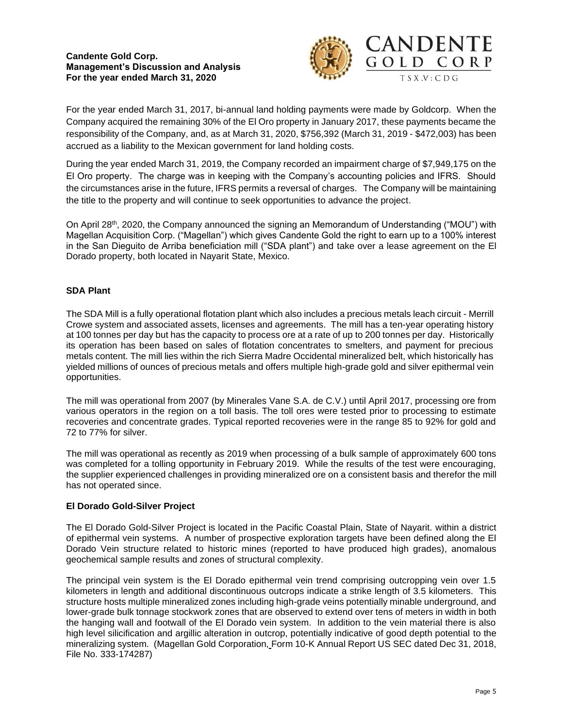For the year ended March 31, 2017, bi-annual land holding payments were made by Goldcorp. When the Company acquired the remaining 30% of the El Oro property in January 2017, these payments became the responsibility of the Company, and, as at March 31, 2020, $756,392 (March 31, 2019 - $472,003) has been accrued as a liability to the Mexican government for land holding costs.

During the year ended March 31, 2019, the Company recorded an impairment charge of $7,949,175 on the El Oro property. The charge was in keeping with the Company's accounting policies and IFRS. Should the circumstances arise in the future, IFRS permits a reversal of charges. The Company will be maintaining the title to the property and will continue to seek opportunities to advance the project.

On April 28th, 2020, the Company announced the signing an Memorandum of Understanding ("MOU") with Magellan Acquisition Corp. ("Magellan") which gives Candente Gold the right to earn up to a 100% interest in the San Dieguito de Arriba beneficiation mill ("SDA plant") and take over a lease agreement on the El Dorado property, both located in Nayarit State, Mexico.

## SDA Plant

The SDA Mill is a fully operational flotation plant which also includes a precious metals leach circuit - Merrill Crowe system and associated assets, licenses and agreements. The mill has a ten-year operating history at 100 tonnes per day but has the capacity to process ore at a rate of up to 200 tonnes per day. Historically its operation has been based on sales of flotation concentrates to smelters, and payment for precious metals content. The mill lies within the rich Sierra Madre Occidental mineralized belt, which historically has yielded millions of ounces of precious metals and offers multiple high-grade gold and silver epithermal vein opportunities.

The mill was operational from 2007 (by Minerales Vane S.A. de C.V.) until April 2017, processing ore from various operators in the region on a toll basis. The toll ores were tested prior to processing to estimate recoveries and concentrate grades. Typical reported recoveries were in the range 85 to 92% for gold and 72 to 77% for silver.

The mill was operational as recently as 2019 when processing of a bulk sample of approximately 600 tons was completed for a tolling opportunity in February 2019. While the results of the test were encouraging, the supplier experienced challenges in providing mineralized ore on a consistent basis and therefor the mill has not operated since.

## El Dorado Gold-Silver Project

The El Dorado Gold-Silver Project is located in the Pacific Coastal Plain, State of Nayarit. within a district of epithermal vein systems. A number of prospective exploration targets have been defined along the El Dorado Vein structure related to historic mines (reported to have produced high grades), anomalous geochemical sample results and zones of structural complexity.

The principal vein system is the El Dorado epithermal vein trend comprising outcropping vein over 1.5 kilometers in length and additional discontinuous outcrops indicate a strike length of 3.5 kilometers. This structure hosts multiple mineralized zones including high-grade veins potentially minable underground, and lower-grade bulk tonnage stockwork zones that are observed to extend over tens of meters in width in both the hanging wall and footwall of the El Dorado vein system. In addition to the vein material there is also high level silicification and argillic alteration in outcrop, potentially indicative of good depth potential to the mineralizing system. (Magellan Gold Corporation, Form 10-K Annual Report US SEC dated Dec 31, 2018, File No. 333-174287)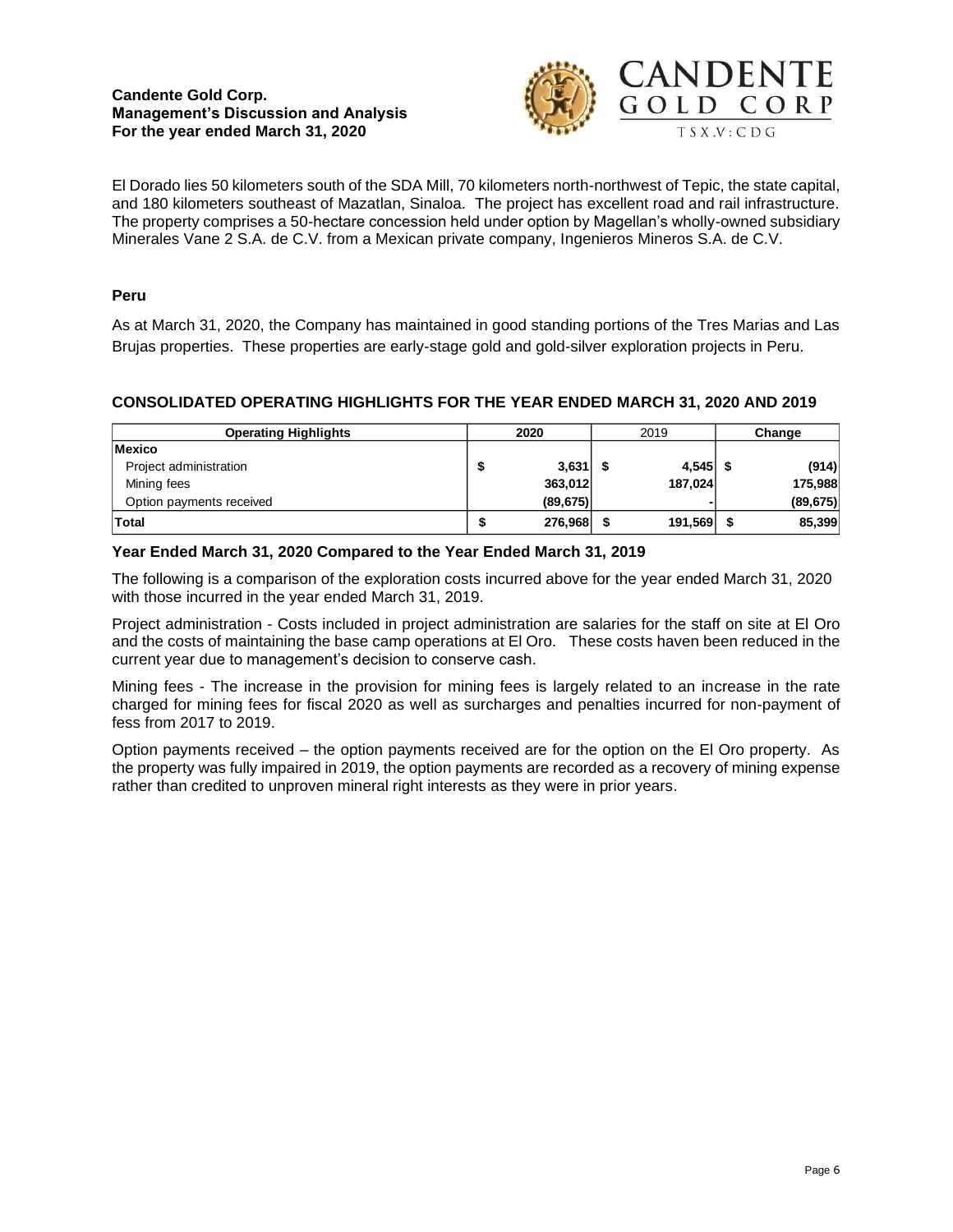El Dorado lies 50 kilometers south of the SDA Mill, 70 kilometers north-northwest of Tepic, the state capital, and 180 kilometers southeast of Mazatlan, Sinaloa. The project has excellent road and rail infrastructure. The property comprises a 50-hectare concession held under option by Magellan's wholly-owned subsidiary Minerales Vane 2 S.A. de C.V. from a Mexican private company, Ingenieros Mineros S.A. de C.V.

### Peru

As at March 31, 2020, the Company has maintained in good standing portions of the Tres Marias and Las Brujas properties. These properties are early-stage gold and gold-silver exploration projects in Peru.

## CONSOLIDATED OPERATING HIGHLIGHTS FOR THE YEAR ENDED MARCH 31, 2020 AND 2019

| Operating Highlights | 2020 | 2019 | Change |
|---|---|---|---|
| **Mexico** | | | |
| Project administration | $ 3,631 | $ 4,545 | $ (914) |
| Mining fees | 363,012 | 187,024 | 175,988 |
| Option payments received | (89,675) | - | (89,675) |
| **Total** | $ 276,968 | $ 191,569 | $ 85,399 |

### Year Ended March 31, 2020 Compared to the Year Ended March 31, 2019

The following is a comparison of the exploration costs incurred above for the year ended March 31, 2020 with those incurred in the year ended March 31, 2019.

Project administration - Costs included in project administration are salaries for the staff on site at El Oro and the costs of maintaining the base camp operations at El Oro. These costs haven been reduced in the current year due to management's decision to conserve cash.

Mining fees - The increase in the provision for mining fees is largely related to an increase in the rate charged for mining fees for fiscal 2020 as well as surcharges and penalties incurred for non-payment of fess from 2017 to 2019.

Option payments received – the option payments received are for the option on the El Oro property. As the property was fully impaired in 2019, the option payments are recorded as a recovery of mining expense rather than credited to unproven mineral right interests as they were in prior years.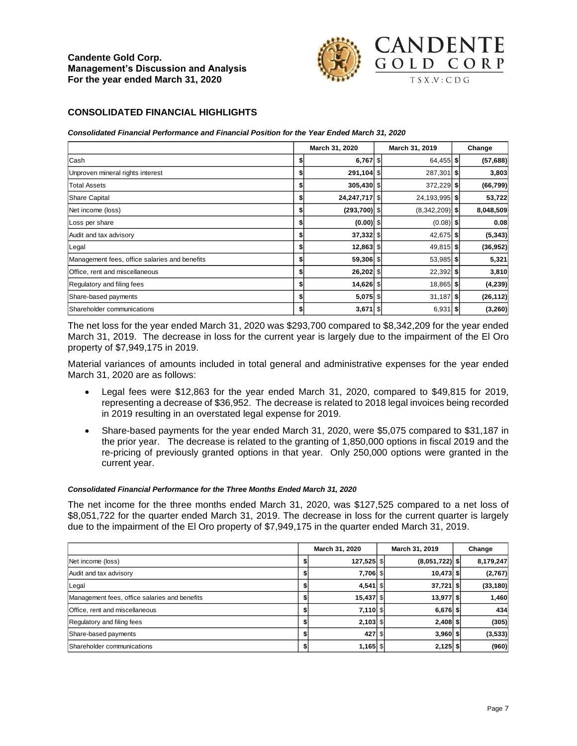## CONSOLIDATED FINANCIAL HIGHLIGHTS

***Consolidated Financial Performance and Financial Position for the Year Ended March 31, 2020***

| | March 31, 2020 | March 31, 2019 | Change |
|---|---|---|---|
| Cash | $ 6,767 | $ 64,455 | $ (57,688) |
| Unproven mineral rights interest | $ 291,104 | $ 287,301 | $ 3,803 |
| Total Assets | $ 305,430 | $ 372,229 | $ (66,799) |
| Share Capital | $ 24,247,717 | $ 24,193,995 | $ 53,722 |
| Net income (loss) | $ (293,700) | $ (8,342,209) | $ 8,048,509 |
| Loss per share | $ (0.00) | $ (0.08) | $ 0.08 |
| Audit and tax advisory | $ 37,332 | $ 42,675 | $ (5,343) |
| Legal | $ 12,863 | $ 49,815 | $ (36,952) |
| Management fees, office salaries and benefits | $ 59,306 | $ 53,985 | $ 5,321 |
| Office, rent and miscellaneous | $ 26,202 | $ 22,392 | $ 3,810 |
| Regulatory and filing fees | $ 14,626 | $ 18,865 | $ (4,239) |
| Share-based payments | $ 5,075 | $ 31,187 | $ (26,112) |
| Shareholder communications | $ 3,671 | $ 6,931 | $ (3,260) |

The net loss for the year ended March 31, 2020 was $293,700 compared to $8,342,209 for the year ended March 31, 2019. The decrease in loss for the current year is largely due to the impairment of the El Oro property of $7,949,175 in 2019.

Material variances of amounts included in total general and administrative expenses for the year ended March 31, 2020 are as follows:

- Legal fees were $12,863 for the year ended March 31, 2020, compared to $49,815 for 2019, representing a decrease of $36,952. The decrease is related to 2018 legal invoices being recorded in 2019 resulting in an overstated legal expense for 2019.
- Share-based payments for the year ended March 31, 2020, were $5,075 compared to $31,187 in the prior year. The decrease is related to the granting of 1,850,000 options in fiscal 2019 and the re-pricing of previously granted options in that year. Only 250,000 options were granted in the current year.

***Consolidated Financial Performance for the Three Months Ended March 31, 2020***

The net income for the three months ended March 31, 2020, was $127,525 compared to a net loss of $8,051,722 for the quarter ended March 31, 2019. The decrease in loss for the current quarter is largely due to the impairment of the El Oro property of $7,949,175 in the quarter ended March 31, 2019.

| | March 31, 2020 | March 31, 2019 | Change |
|---|---|---|---|
| Net income (loss) | $ 127,525 | $ (8,051,722) | $ 8,179,247 |
| Audit and tax advisory | $ 7,706 | $ 10,473 | $ (2,767) |
| Legal | $ 4,541 | $ 37,721 | $ (33,180) |
| Management fees, office salaries and benefits | $ 15,437 | $ 13,977 | $ 1,460 |
| Office, rent and miscellaneous | $ 7,110 | $ 6,676 | $ 434 |
| Regulatory and filing fees | $ 2,103 | $ 2,408 | $ (305) |
| Share-based payments | $ 427 | $ 3,960 | $ (3,533) |
| Shareholder communications | $ 1,165 | $ 2,125 | $ (960) |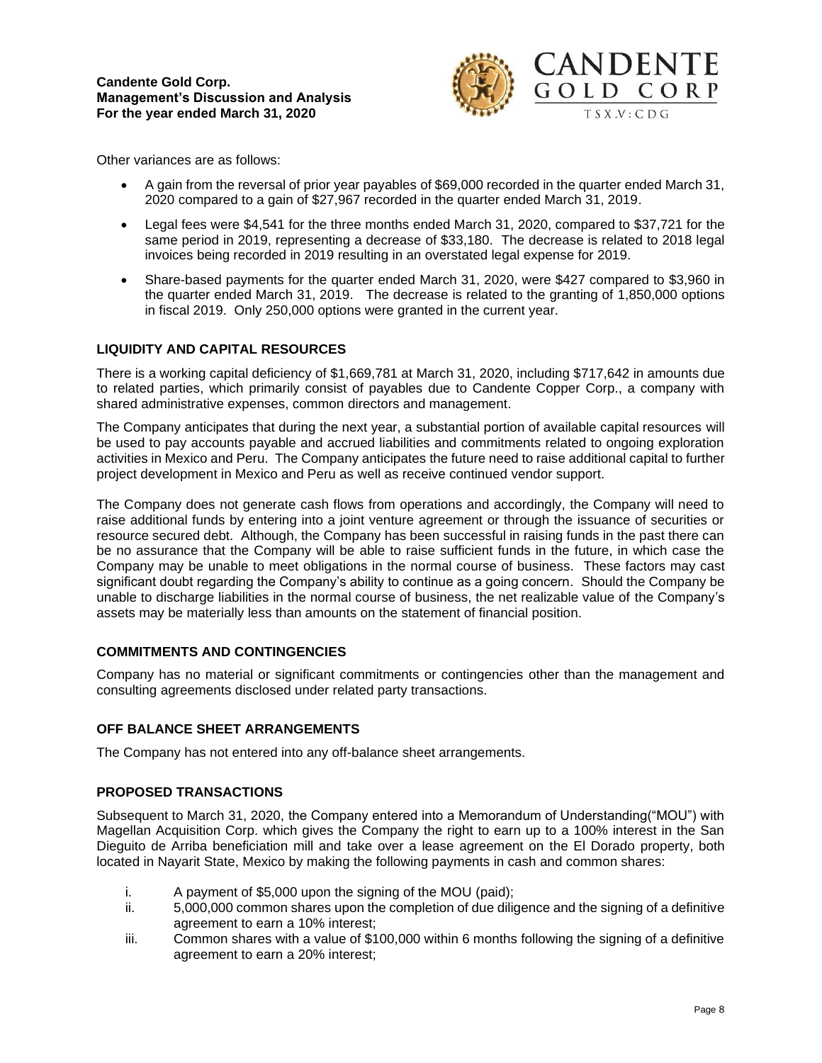Other variances are as follows:

- A gain from the reversal of prior year payables of $69,000 recorded in the quarter ended March 31, 2020 compared to a gain of $27,967 recorded in the quarter ended March 31, 2019.
- Legal fees were $4,541 for the three months ended March 31, 2020, compared to $37,721 for the same period in 2019, representing a decrease of $33,180. The decrease is related to 2018 legal invoices being recorded in 2019 resulting in an overstated legal expense for 2019.
- Share-based payments for the quarter ended March 31, 2020, were $427 compared to $3,960 in the quarter ended March 31, 2019. The decrease is related to the granting of 1,850,000 options in fiscal 2019. Only 250,000 options were granted in the current year.

## LIQUIDITY AND CAPITAL RESOURCES

There is a working capital deficiency of $1,669,781 at March 31, 2020, including $717,642 in amounts due to related parties, which primarily consist of payables due to Candente Copper Corp., a company with shared administrative expenses, common directors and management.

The Company anticipates that during the next year, a substantial portion of available capital resources will be used to pay accounts payable and accrued liabilities and commitments related to ongoing exploration activities in Mexico and Peru. The Company anticipates the future need to raise additional capital to further project development in Mexico and Peru as well as receive continued vendor support.

The Company does not generate cash flows from operations and accordingly, the Company will need to raise additional funds by entering into a joint venture agreement or through the issuance of securities or resource secured debt. Although, the Company has been successful in raising funds in the past there can be no assurance that the Company will be able to raise sufficient funds in the future, in which case the Company may be unable to meet obligations in the normal course of business. These factors may cast significant doubt regarding the Company's ability to continue as a going concern. Should the Company be unable to discharge liabilities in the normal course of business, the net realizable value of the Company's assets may be materially less than amounts on the statement of financial position.

## COMMITMENTS AND CONTINGENCIES

Company has no material or significant commitments or contingencies other than the management and consulting agreements disclosed under related party transactions.

## OFF BALANCE SHEET ARRANGEMENTS

The Company has not entered into any off-balance sheet arrangements.

## PROPOSED TRANSACTIONS

Subsequent to March 31, 2020, the Company entered into a Memorandum of Understanding("MOU") with Magellan Acquisition Corp. which gives the Company the right to earn up to a 100% interest in the San Dieguito de Arriba beneficiation mill and take over a lease agreement on the El Dorado property, both located in Nayarit State, Mexico by making the following payments in cash and common shares:

i. A payment of $5,000 upon the signing of the MOU (paid);
ii. 5,000,000 common shares upon the completion of due diligence and the signing of a definitive agreement to earn a 10% interest;
iii. Common shares with a value of $100,000 within 6 months following the signing of a definitive agreement to earn a 20% interest;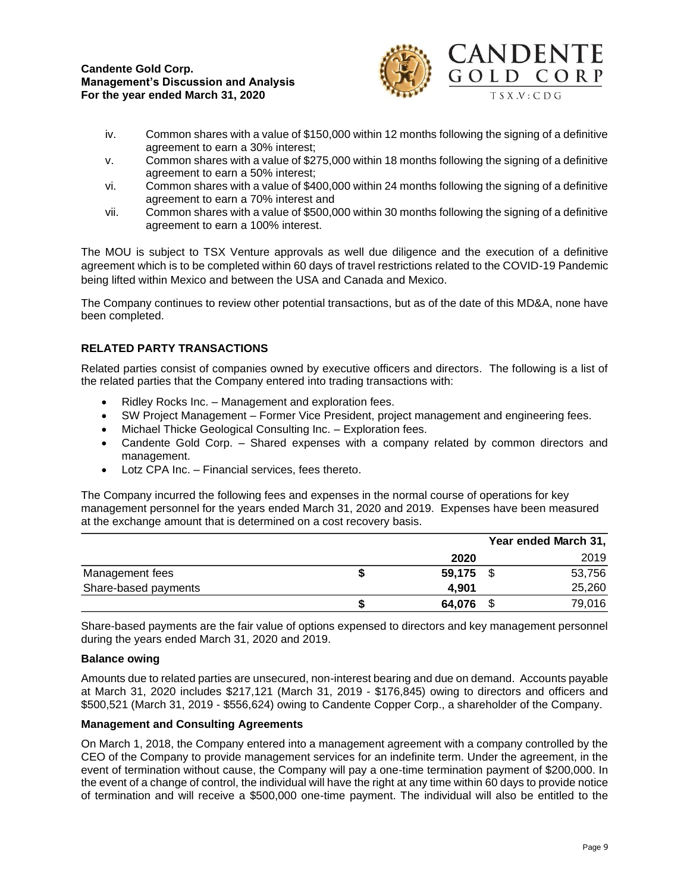iv. Common shares with a value of $150,000 within 12 months following the signing of a definitive agreement to earn a 30% interest;
v. Common shares with a value of $275,000 within 18 months following the signing of a definitive agreement to earn a 50% interest;
vi. Common shares with a value of $400,000 within 24 months following the signing of a definitive agreement to earn a 70% interest and
vii. Common shares with a value of $500,000 within 30 months following the signing of a definitive agreement to earn a 100% interest.

The MOU is subject to TSX Venture approvals as well due diligence and the execution of a definitive agreement which is to be completed within 60 days of travel restrictions related to the COVID-19 Pandemic being lifted within Mexico and between the USA and Canada and Mexico.

The Company continues to review other potential transactions, but as of the date of this MD&A, none have been completed.

## RELATED PARTY TRANSACTIONS

Related parties consist of companies owned by executive officers and directors. The following is a list of the related parties that the Company entered into trading transactions with:

- Ridley Rocks Inc. – Management and exploration fees.
- SW Project Management – Former Vice President, project management and engineering fees.
- Michael Thicke Geological Consulting Inc. – Exploration fees.
- Candente Gold Corp. – Shared expenses with a company related by common directors and management.
- Lotz CPA Inc. – Financial services, fees thereto.

The Company incurred the following fees and expenses in the normal course of operations for key management personnel for the years ended March 31, 2020 and 2019. Expenses have been measured at the exchange amount that is determined on a cost recovery basis.

| | Year ended March 31, | |
|---|---|---|
| | **2020** | 2019 |
| Management fees | **$ 59,175** | $ 53,756 |
| Share-based payments | **4,901** | 25,260 |
| | **$ 64,076** | $ 79,016 |

Share-based payments are the fair value of options expensed to directors and key management personnel during the years ended March 31, 2020 and 2019.

### Balance owing

Amounts due to related parties are unsecured, non-interest bearing and due on demand. Accounts payable at March 31, 2020 includes $217,121 (March 31, 2019 - $176,845) owing to directors and officers and $500,521 (March 31, 2019 - $556,624) owing to Candente Copper Corp., a shareholder of the Company.

### Management and Consulting Agreements

On March 1, 2018, the Company entered into a management agreement with a company controlled by the CEO of the Company to provide management services for an indefinite term. Under the agreement, in the event of termination without cause, the Company will pay a one-time termination payment of $200,000. In the event of a change of control, the individual will have the right at any time within 60 days to provide notice of termination and will receive a $500,000 one-time payment. The individual will also be entitled to the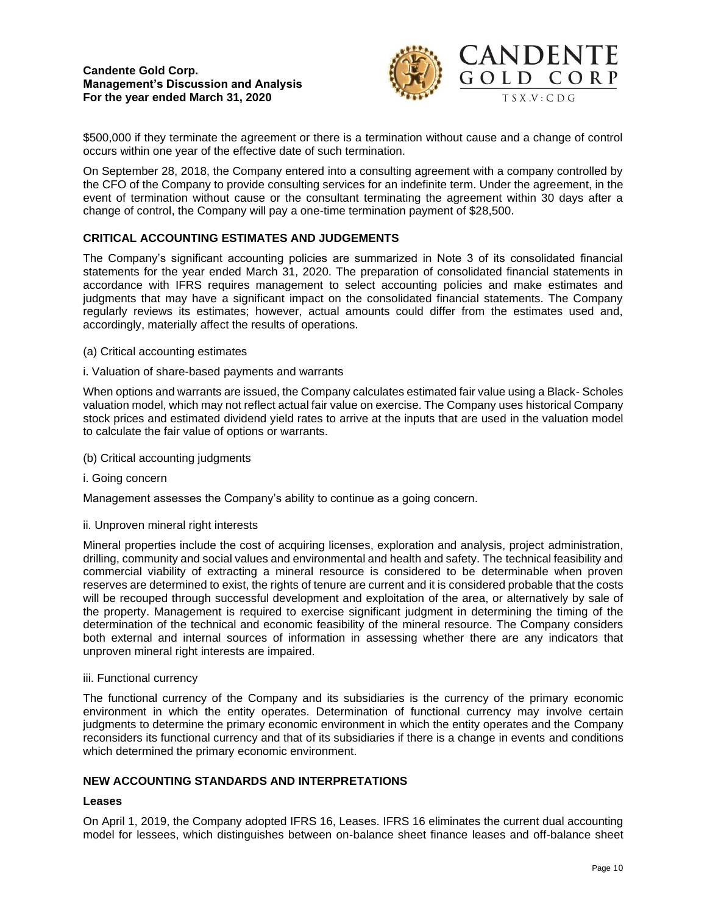$500,000 if they terminate the agreement or there is a termination without cause and a change of control occurs within one year of the effective date of such termination.

On September 28, 2018, the Company entered into a consulting agreement with a company controlled by the CFO of the Company to provide consulting services for an indefinite term. Under the agreement, in the event of termination without cause or the consultant terminating the agreement within 30 days after a change of control, the Company will pay a one-time termination payment of $28,500.

## CRITICAL ACCOUNTING ESTIMATES AND JUDGEMENTS

The Company's significant accounting policies are summarized in Note 3 of its consolidated financial statements for the year ended March 31, 2020. The preparation of consolidated financial statements in accordance with IFRS requires management to select accounting policies and make estimates and judgments that may have a significant impact on the consolidated financial statements. The Company regularly reviews its estimates; however, actual amounts could differ from the estimates used and, accordingly, materially affect the results of operations.

(a) Critical accounting estimates

i. Valuation of share-based payments and warrants

When options and warrants are issued, the Company calculates estimated fair value using a Black- Scholes valuation model, which may not reflect actual fair value on exercise. The Company uses historical Company stock prices and estimated dividend yield rates to arrive at the inputs that are used in the valuation model to calculate the fair value of options or warrants.

(b) Critical accounting judgments

i. Going concern

Management assesses the Company's ability to continue as a going concern.

ii. Unproven mineral right interests

Mineral properties include the cost of acquiring licenses, exploration and analysis, project administration, drilling, community and social values and environmental and health and safety. The technical feasibility and commercial viability of extracting a mineral resource is considered to be determinable when proven reserves are determined to exist, the rights of tenure are current and it is considered probable that the costs will be recouped through successful development and exploitation of the area, or alternatively by sale of the property. Management is required to exercise significant judgment in determining the timing of the determination of the technical and economic feasibility of the mineral resource. The Company considers both external and internal sources of information in assessing whether there are any indicators that unproven mineral right interests are impaired.

iii. Functional currency

The functional currency of the Company and its subsidiaries is the currency of the primary economic environment in which the entity operates. Determination of functional currency may involve certain judgments to determine the primary economic environment in which the entity operates and the Company reconsiders its functional currency and that of its subsidiaries if there is a change in events and conditions which determined the primary economic environment.

## NEW ACCOUNTING STANDARDS AND INTERPRETATIONS

### Leases

On April 1, 2019, the Company adopted IFRS 16, Leases. IFRS 16 eliminates the current dual accounting model for lessees, which distinguishes between on-balance sheet finance leases and off-balance sheet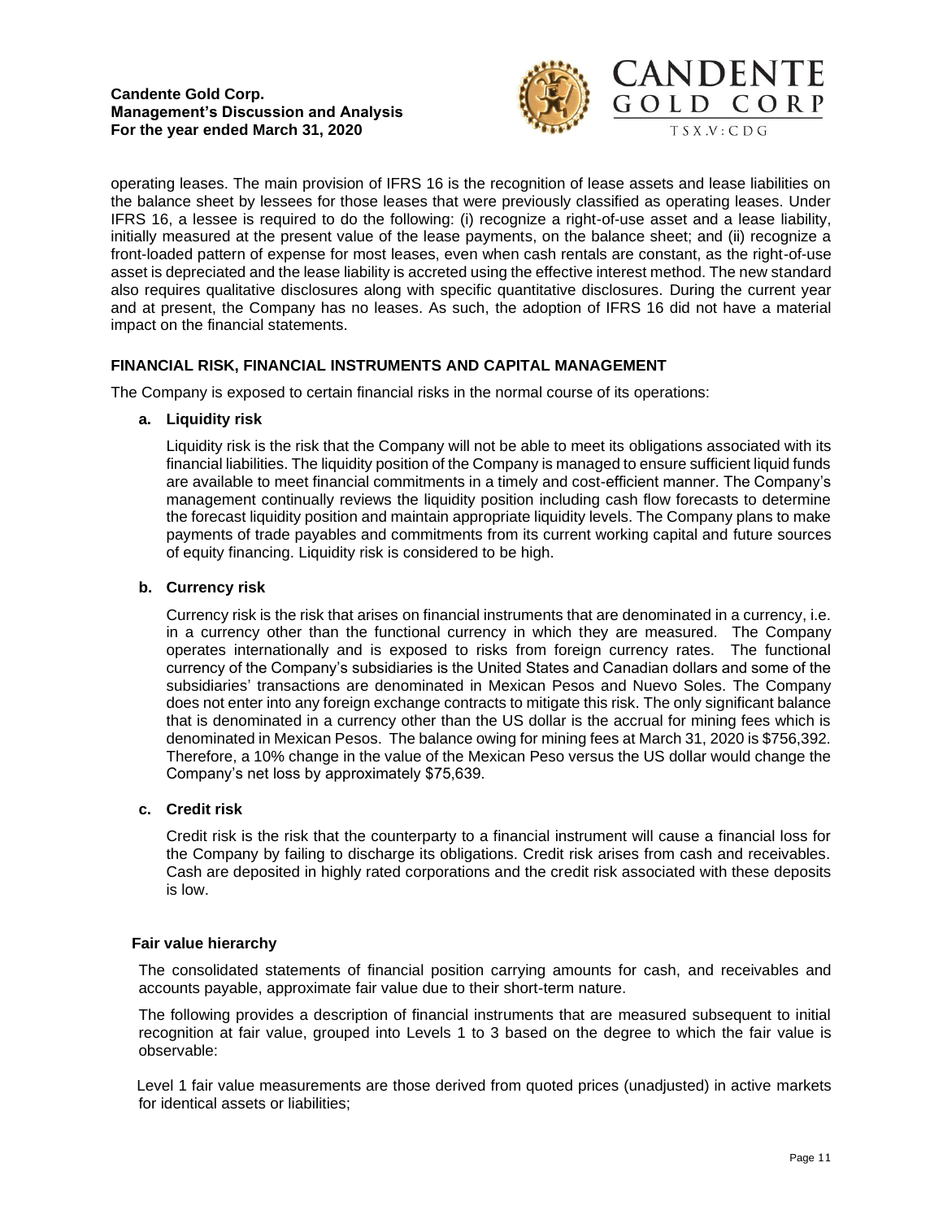operating leases. The main provision of IFRS 16 is the recognition of lease assets and lease liabilities on the balance sheet by lessees for those leases that were previously classified as operating leases. Under IFRS 16, a lessee is required to do the following: (i) recognize a right-of-use asset and a lease liability, initially measured at the present value of the lease payments, on the balance sheet; and (ii) recognize a front-loaded pattern of expense for most leases, even when cash rentals are constant, as the right-of-use asset is depreciated and the lease liability is accreted using the effective interest method. The new standard also requires qualitative disclosures along with specific quantitative disclosures. During the current year and at present, the Company has no leases. As such, the adoption of IFRS 16 did not have a material impact on the financial statements.

## FINANCIAL RISK, FINANCIAL INSTRUMENTS AND CAPITAL MANAGEMENT

The Company is exposed to certain financial risks in the normal course of its operations:

**a. Liquidity risk**

Liquidity risk is the risk that the Company will not be able to meet its obligations associated with its financial liabilities. The liquidity position of the Company is managed to ensure sufficient liquid funds are available to meet financial commitments in a timely and cost-efficient manner. The Company's management continually reviews the liquidity position including cash flow forecasts to determine the forecast liquidity position and maintain appropriate liquidity levels. The Company plans to make payments of trade payables and commitments from its current working capital and future sources of equity financing. Liquidity risk is considered to be high.

**b. Currency risk**

Currency risk is the risk that arises on financial instruments that are denominated in a currency, i.e. in a currency other than the functional currency in which they are measured. The Company operates internationally and is exposed to risks from foreign currency rates. The functional currency of the Company's subsidiaries is the United States and Canadian dollars and some of the subsidiaries' transactions are denominated in Mexican Pesos and Nuevo Soles. The Company does not enter into any foreign exchange contracts to mitigate this risk. The only significant balance that is denominated in a currency other than the US dollar is the accrual for mining fees which is denominated in Mexican Pesos. The balance owing for mining fees at March 31, 2020 is $756,392. Therefore, a 10% change in the value of the Mexican Peso versus the US dollar would change the Company's net loss by approximately $75,639.

**c. Credit risk**

Credit risk is the risk that the counterparty to a financial instrument will cause a financial loss for the Company by failing to discharge its obligations. Credit risk arises from cash and receivables. Cash are deposited in highly rated corporations and the credit risk associated with these deposits is low.

**Fair value hierarchy**

The consolidated statements of financial position carrying amounts for cash, and receivables and accounts payable, approximate fair value due to their short-term nature.

The following provides a description of financial instruments that are measured subsequent to initial recognition at fair value, grouped into Levels 1 to 3 based on the degree to which the fair value is observable:

Level 1 fair value measurements are those derived from quoted prices (unadjusted) in active markets for identical assets or liabilities;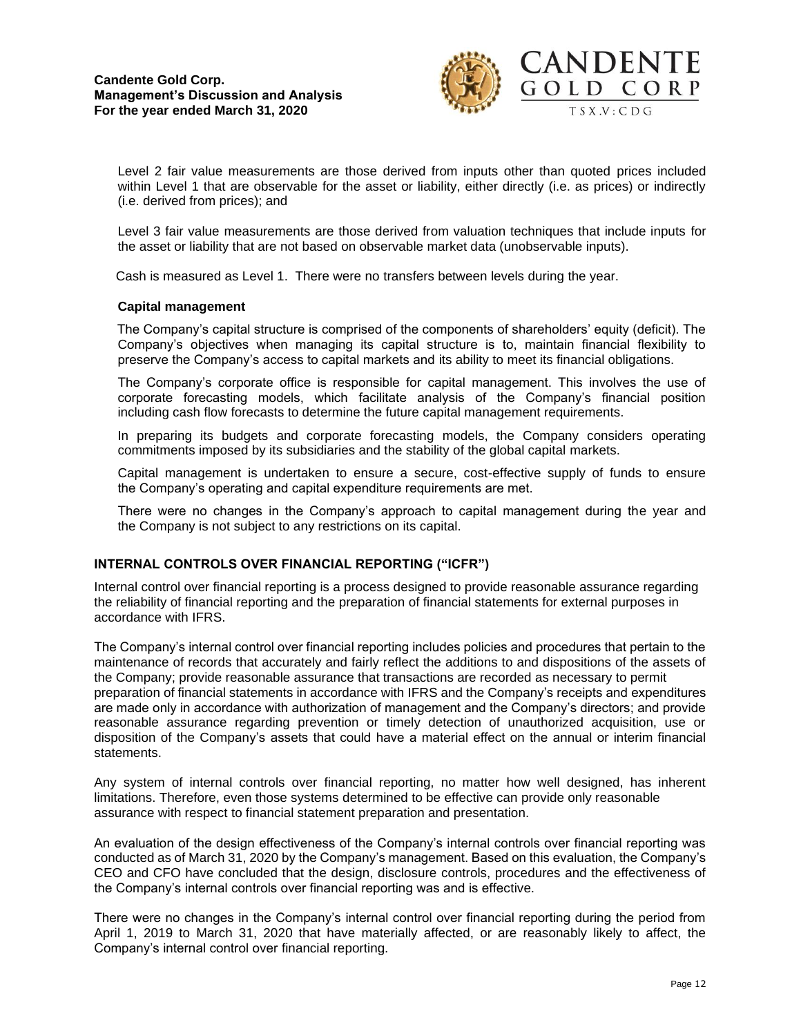Level 2 fair value measurements are those derived from inputs other than quoted prices included within Level 1 that are observable for the asset or liability, either directly (i.e. as prices) or indirectly (i.e. derived from prices); and

Level 3 fair value measurements are those derived from valuation techniques that include inputs for the asset or liability that are not based on observable market data (unobservable inputs).

Cash is measured as Level 1. There were no transfers between levels during the year.

**Capital management**

The Company's capital structure is comprised of the components of shareholders' equity (deficit). The Company's objectives when managing its capital structure is to, maintain financial flexibility to preserve the Company's access to capital markets and its ability to meet its financial obligations.

The Company's corporate office is responsible for capital management. This involves the use of corporate forecasting models, which facilitate analysis of the Company's financial position including cash flow forecasts to determine the future capital management requirements.

In preparing its budgets and corporate forecasting models, the Company considers operating commitments imposed by its subsidiaries and the stability of the global capital markets.

Capital management is undertaken to ensure a secure, cost-effective supply of funds to ensure the Company's operating and capital expenditure requirements are met.

There were no changes in the Company's approach to capital management during the year and the Company is not subject to any restrictions on its capital.

## INTERNAL CONTROLS OVER FINANCIAL REPORTING ("ICFR")

Internal control over financial reporting is a process designed to provide reasonable assurance regarding the reliability of financial reporting and the preparation of financial statements for external purposes in accordance with IFRS.

The Company's internal control over financial reporting includes policies and procedures that pertain to the maintenance of records that accurately and fairly reflect the additions to and dispositions of the assets of the Company; provide reasonable assurance that transactions are recorded as necessary to permit preparation of financial statements in accordance with IFRS and the Company's receipts and expenditures are made only in accordance with authorization of management and the Company's directors; and provide reasonable assurance regarding prevention or timely detection of unauthorized acquisition, use or disposition of the Company's assets that could have a material effect on the annual or interim financial statements.

Any system of internal controls over financial reporting, no matter how well designed, has inherent limitations. Therefore, even those systems determined to be effective can provide only reasonable assurance with respect to financial statement preparation and presentation.

An evaluation of the design effectiveness of the Company's internal controls over financial reporting was conducted as of March 31, 2020 by the Company's management. Based on this evaluation, the Company's CEO and CFO have concluded that the design, disclosure controls, procedures and the effectiveness of the Company's internal controls over financial reporting was and is effective.

There were no changes in the Company's internal control over financial reporting during the period from April 1, 2019 to March 31, 2020 that have materially affected, or are reasonably likely to affect, the Company's internal control over financial reporting.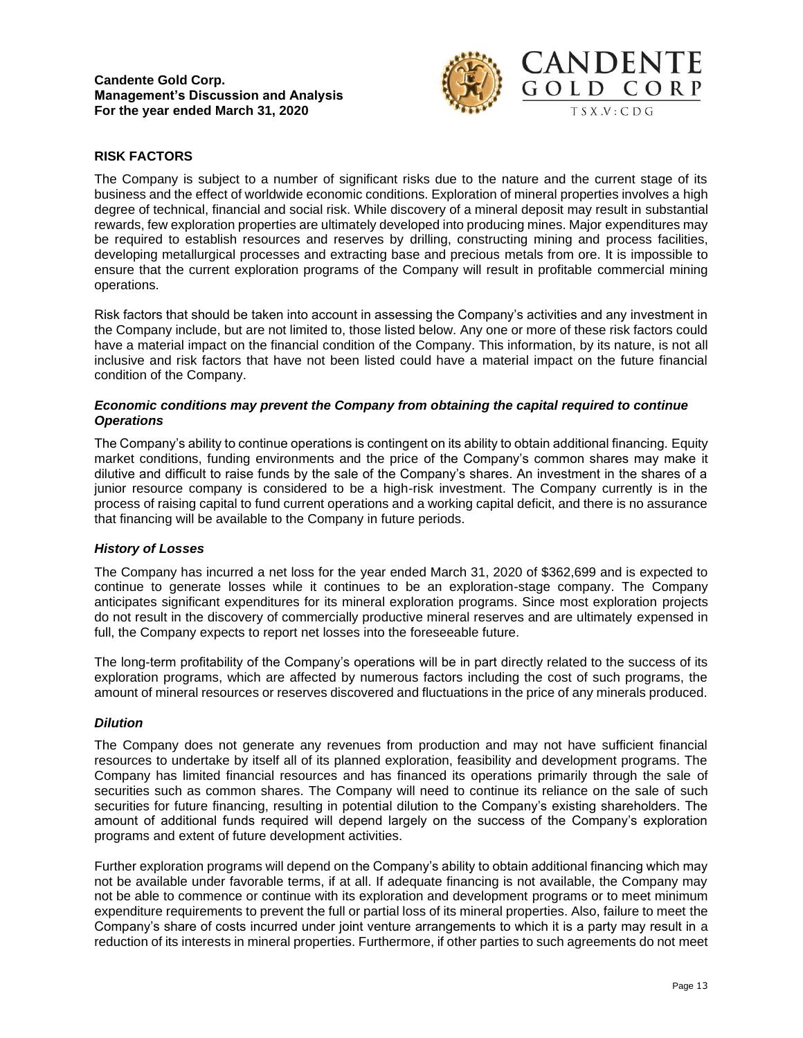## RISK FACTORS

The Company is subject to a number of significant risks due to the nature and the current stage of its business and the effect of worldwide economic conditions. Exploration of mineral properties involves a high degree of technical, financial and social risk. While discovery of a mineral deposit may result in substantial rewards, few exploration properties are ultimately developed into producing mines. Major expenditures may be required to establish resources and reserves by drilling, constructing mining and process facilities, developing metallurgical processes and extracting base and precious metals from ore. It is impossible to ensure that the current exploration programs of the Company will result in profitable commercial mining operations.

Risk factors that should be taken into account in assessing the Company's activities and any investment in the Company include, but are not limited to, those listed below. Any one or more of these risk factors could have a material impact on the financial condition of the Company. This information, by its nature, is not all inclusive and risk factors that have not been listed could have a material impact on the future financial condition of the Company.

### *Economic conditions may prevent the Company from obtaining the capital required to continue Operations*

The Company's ability to continue operations is contingent on its ability to obtain additional financing. Equity market conditions, funding environments and the price of the Company's common shares may make it dilutive and difficult to raise funds by the sale of the Company's shares. An investment in the shares of a junior resource company is considered to be a high-risk investment. The Company currently is in the process of raising capital to fund current operations and a working capital deficit, and there is no assurance that financing will be available to the Company in future periods.

### *History of Losses*

The Company has incurred a net loss for the year ended March 31, 2020 of $362,699 and is expected to continue to generate losses while it continues to be an exploration-stage company. The Company anticipates significant expenditures for its mineral exploration programs. Since most exploration projects do not result in the discovery of commercially productive mineral reserves and are ultimately expensed in full, the Company expects to report net losses into the foreseeable future.

The long-term profitability of the Company's operations will be in part directly related to the success of its exploration programs, which are affected by numerous factors including the cost of such programs, the amount of mineral resources or reserves discovered and fluctuations in the price of any minerals produced.

### *Dilution*

The Company does not generate any revenues from production and may not have sufficient financial resources to undertake by itself all of its planned exploration, feasibility and development programs. The Company has limited financial resources and has financed its operations primarily through the sale of securities such as common shares. The Company will need to continue its reliance on the sale of such securities for future financing, resulting in potential dilution to the Company's existing shareholders. The amount of additional funds required will depend largely on the success of the Company's exploration programs and extent of future development activities.

Further exploration programs will depend on the Company's ability to obtain additional financing which may not be available under favorable terms, if at all. If adequate financing is not available, the Company may not be able to commence or continue with its exploration and development programs or to meet minimum expenditure requirements to prevent the full or partial loss of its mineral properties. Also, failure to meet the Company's share of costs incurred under joint venture arrangements to which it is a party may result in a reduction of its interests in mineral properties. Furthermore, if other parties to such agreements do not meet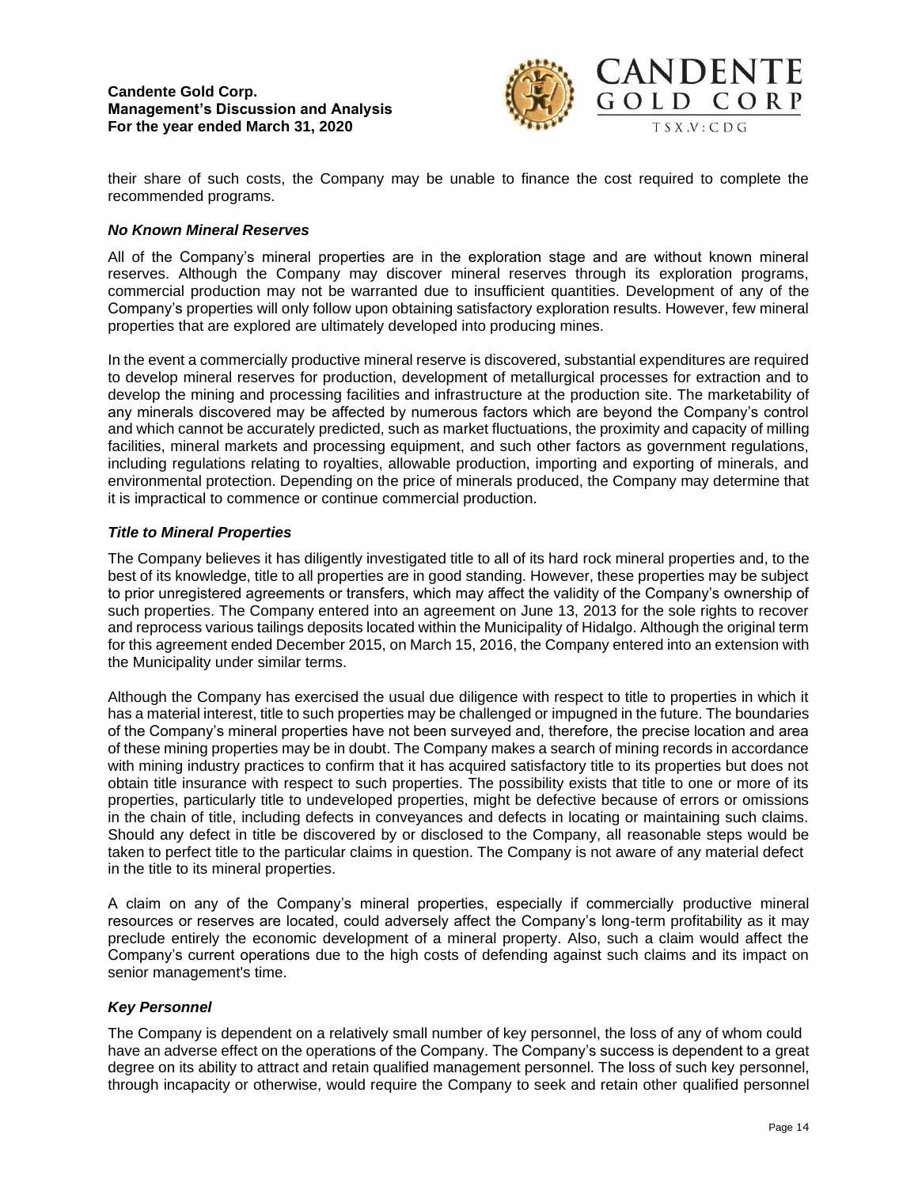their share of such costs, the Company may be unable to finance the cost required to complete the recommended programs.

### *No Known Mineral Reserves*

All of the Company's mineral properties are in the exploration stage and are without known mineral reserves. Although the Company may discover mineral reserves through its exploration programs, commercial production may not be warranted due to insufficient quantities. Development of any of the Company's properties will only follow upon obtaining satisfactory exploration results. However, few mineral properties that are explored are ultimately developed into producing mines.

In the event a commercially productive mineral reserve is discovered, substantial expenditures are required to develop mineral reserves for production, development of metallurgical processes for extraction and to develop the mining and processing facilities and infrastructure at the production site. The marketability of any minerals discovered may be affected by numerous factors which are beyond the Company's control and which cannot be accurately predicted, such as market fluctuations, the proximity and capacity of milling facilities, mineral markets and processing equipment, and such other factors as government regulations, including regulations relating to royalties, allowable production, importing and exporting of minerals, and environmental protection. Depending on the price of minerals produced, the Company may determine that it is impractical to commence or continue commercial production.

### *Title to Mineral Properties*

The Company believes it has diligently investigated title to all of its hard rock mineral properties and, to the best of its knowledge, title to all properties are in good standing. However, these properties may be subject to prior unregistered agreements or transfers, which may affect the validity of the Company's ownership of such properties. The Company entered into an agreement on June 13, 2013 for the sole rights to recover and reprocess various tailings deposits located within the Municipality of Hidalgo. Although the original term for this agreement ended December 2015, on March 15, 2016, the Company entered into an extension with the Municipality under similar terms.

Although the Company has exercised the usual due diligence with respect to title to properties in which it has a material interest, title to such properties may be challenged or impugned in the future. The boundaries of the Company's mineral properties have not been surveyed and, therefore, the precise location and area of these mining properties may be in doubt. The Company makes a search of mining records in accordance with mining industry practices to confirm that it has acquired satisfactory title to its properties but does not obtain title insurance with respect to such properties. The possibility exists that title to one or more of its properties, particularly title to undeveloped properties, might be defective because of errors or omissions in the chain of title, including defects in conveyances and defects in locating or maintaining such claims. Should any defect in title be discovered by or disclosed to the Company, all reasonable steps would be taken to perfect title to the particular claims in question. The Company is not aware of any material defect in the title to its mineral properties.

A claim on any of the Company's mineral properties, especially if commercially productive mineral resources or reserves are located, could adversely affect the Company's long-term profitability as it may preclude entirely the economic development of a mineral property. Also, such a claim would affect the Company's current operations due to the high costs of defending against such claims and its impact on senior management's time.

### *Key Personnel*

The Company is dependent on a relatively small number of key personnel, the loss of any of whom could have an adverse effect on the operations of the Company. The Company's success is dependent to a great degree on its ability to attract and retain qualified management personnel. The loss of such key personnel, through incapacity or otherwise, would require the Company to seek and retain other qualified personnel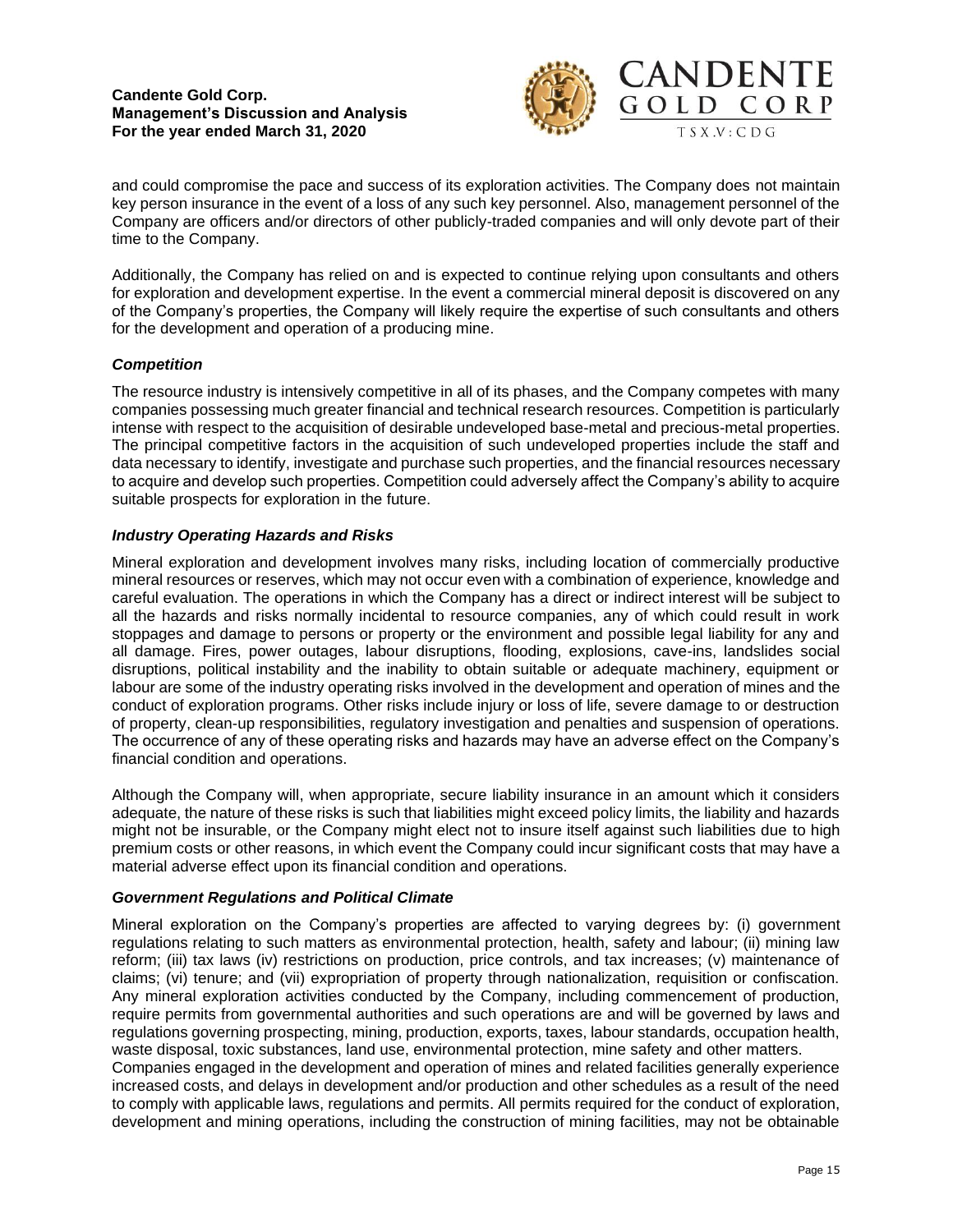and could compromise the pace and success of its exploration activities. The Company does not maintain key person insurance in the event of a loss of any such key personnel. Also, management personnel of the Company are officers and/or directors of other publicly-traded companies and will only devote part of their time to the Company.

Additionally, the Company has relied on and is expected to continue relying upon consultants and others for exploration and development expertise. In the event a commercial mineral deposit is discovered on any of the Company's properties, the Company will likely require the expertise of such consultants and others for the development and operation of a producing mine.

### *Competition*

The resource industry is intensively competitive in all of its phases, and the Company competes with many companies possessing much greater financial and technical research resources. Competition is particularly intense with respect to the acquisition of desirable undeveloped base-metal and precious-metal properties. The principal competitive factors in the acquisition of such undeveloped properties include the staff and data necessary to identify, investigate and purchase such properties, and the financial resources necessary to acquire and develop such properties. Competition could adversely affect the Company's ability to acquire suitable prospects for exploration in the future.

### *Industry Operating Hazards and Risks*

Mineral exploration and development involves many risks, including location of commercially productive mineral resources or reserves, which may not occur even with a combination of experience, knowledge and careful evaluation. The operations in which the Company has a direct or indirect interest will be subject to all the hazards and risks normally incidental to resource companies, any of which could result in work stoppages and damage to persons or property or the environment and possible legal liability for any and all damage. Fires, power outages, labour disruptions, flooding, explosions, cave-ins, landslides social disruptions, political instability and the inability to obtain suitable or adequate machinery, equipment or labour are some of the industry operating risks involved in the development and operation of mines and the conduct of exploration programs. Other risks include injury or loss of life, severe damage to or destruction of property, clean-up responsibilities, regulatory investigation and penalties and suspension of operations. The occurrence of any of these operating risks and hazards may have an adverse effect on the Company's financial condition and operations.

Although the Company will, when appropriate, secure liability insurance in an amount which it considers adequate, the nature of these risks is such that liabilities might exceed policy limits, the liability and hazards might not be insurable, or the Company might elect not to insure itself against such liabilities due to high premium costs or other reasons, in which event the Company could incur significant costs that may have a material adverse effect upon its financial condition and operations.

### *Government Regulations and Political Climate*

Mineral exploration on the Company's properties are affected to varying degrees by: (i) government regulations relating to such matters as environmental protection, health, safety and labour; (ii) mining law reform; (iii) tax laws (iv) restrictions on production, price controls, and tax increases; (v) maintenance of claims; (vi) tenure; and (vii) expropriation of property through nationalization, requisition or confiscation. Any mineral exploration activities conducted by the Company, including commencement of production, require permits from governmental authorities and such operations are and will be governed by laws and regulations governing prospecting, mining, production, exports, taxes, labour standards, occupation health, waste disposal, toxic substances, land use, environmental protection, mine safety and other matters.
Companies engaged in the development and operation of mines and related facilities generally experience increased costs, and delays in development and/or production and other schedules as a result of the need to comply with applicable laws, regulations and permits. All permits required for the conduct of exploration, development and mining operations, including the construction of mining facilities, may not be obtainable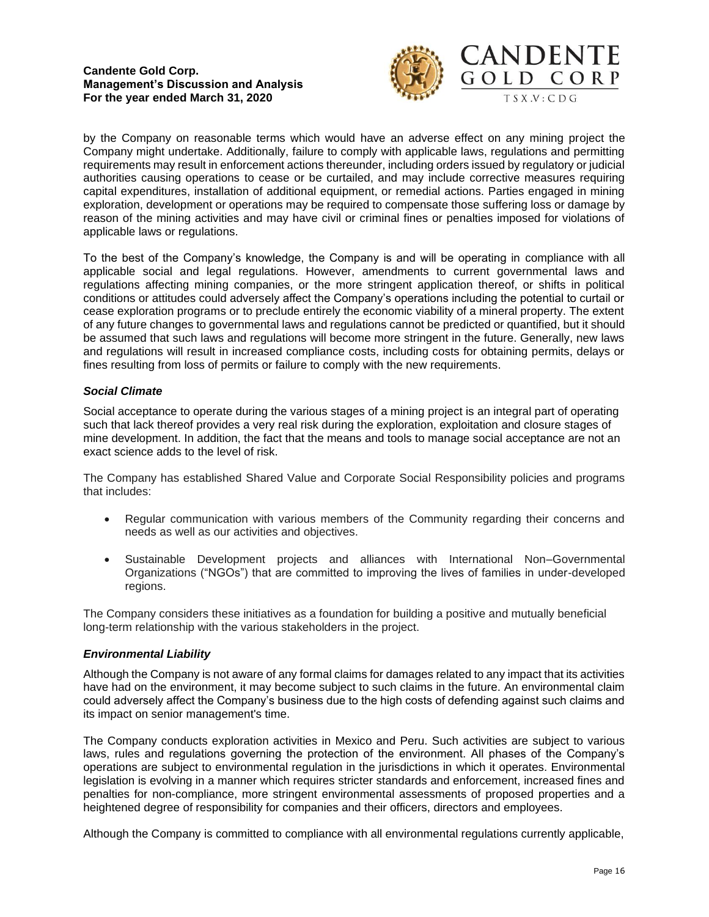by the Company on reasonable terms which would have an adverse effect on any mining project the Company might undertake. Additionally, failure to comply with applicable laws, regulations and permitting requirements may result in enforcement actions thereunder, including orders issued by regulatory or judicial authorities causing operations to cease or be curtailed, and may include corrective measures requiring capital expenditures, installation of additional equipment, or remedial actions. Parties engaged in mining exploration, development or operations may be required to compensate those suffering loss or damage by reason of the mining activities and may have civil or criminal fines or penalties imposed for violations of applicable laws or regulations.

To the best of the Company's knowledge, the Company is and will be operating in compliance with all applicable social and legal regulations. However, amendments to current governmental laws and regulations affecting mining companies, or the more stringent application thereof, or shifts in political conditions or attitudes could adversely affect the Company's operations including the potential to curtail or cease exploration programs or to preclude entirely the economic viability of a mineral property. The extent of any future changes to governmental laws and regulations cannot be predicted or quantified, but it should be assumed that such laws and regulations will become more stringent in the future. Generally, new laws and regulations will result in increased compliance costs, including costs for obtaining permits, delays or fines resulting from loss of permits or failure to comply with the new requirements.

### *Social Climate*

Social acceptance to operate during the various stages of a mining project is an integral part of operating such that lack thereof provides a very real risk during the exploration, exploitation and closure stages of mine development. In addition, the fact that the means and tools to manage social acceptance are not an exact science adds to the level of risk.

The Company has established Shared Value and Corporate Social Responsibility policies and programs that includes:

- Regular communication with various members of the Community regarding their concerns and needs as well as our activities and objectives.
- Sustainable Development projects and alliances with International Non–Governmental Organizations ("NGOs") that are committed to improving the lives of families in under-developed regions.

The Company considers these initiatives as a foundation for building a positive and mutually beneficial long-term relationship with the various stakeholders in the project.

### *Environmental Liability*

Although the Company is not aware of any formal claims for damages related to any impact that its activities have had on the environment, it may become subject to such claims in the future. An environmental claim could adversely affect the Company's business due to the high costs of defending against such claims and its impact on senior management's time.

The Company conducts exploration activities in Mexico and Peru. Such activities are subject to various laws, rules and regulations governing the protection of the environment. All phases of the Company's operations are subject to environmental regulation in the jurisdictions in which it operates. Environmental legislation is evolving in a manner which requires stricter standards and enforcement, increased fines and penalties for non-compliance, more stringent environmental assessments of proposed properties and a heightened degree of responsibility for companies and their officers, directors and employees.

Although the Company is committed to compliance with all environmental regulations currently applicable,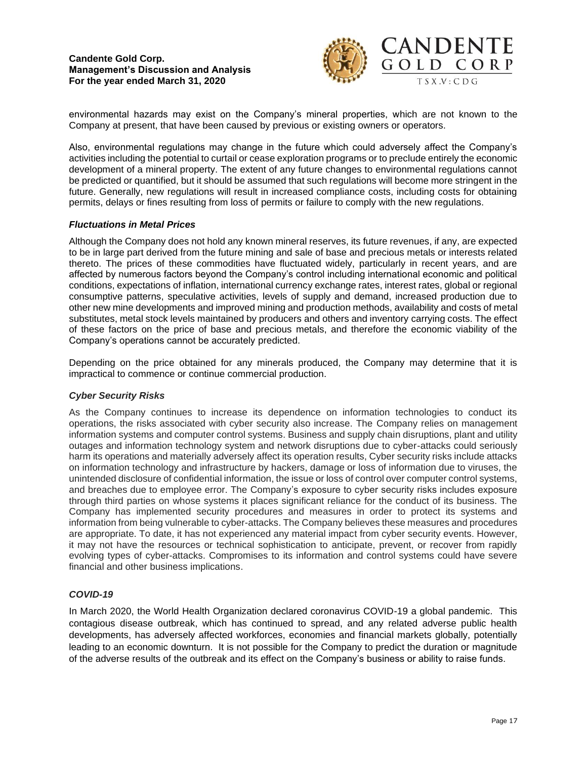environmental hazards may exist on the Company's mineral properties, which are not known to the Company at present, that have been caused by previous or existing owners or operators.

Also, environmental regulations may change in the future which could adversely affect the Company's activities including the potential to curtail or cease exploration programs or to preclude entirely the economic development of a mineral property. The extent of any future changes to environmental regulations cannot be predicted or quantified, but it should be assumed that such regulations will become more stringent in the future. Generally, new regulations will result in increased compliance costs, including costs for obtaining permits, delays or fines resulting from loss of permits or failure to comply with the new regulations.

### *Fluctuations in Metal Prices*

Although the Company does not hold any known mineral reserves, its future revenues, if any, are expected to be in large part derived from the future mining and sale of base and precious metals or interests related thereto. The prices of these commodities have fluctuated widely, particularly in recent years, and are affected by numerous factors beyond the Company's control including international economic and political conditions, expectations of inflation, international currency exchange rates, interest rates, global or regional consumptive patterns, speculative activities, levels of supply and demand, increased production due to other new mine developments and improved mining and production methods, availability and costs of metal substitutes, metal stock levels maintained by producers and others and inventory carrying costs. The effect of these factors on the price of base and precious metals, and therefore the economic viability of the Company's operations cannot be accurately predicted.

Depending on the price obtained for any minerals produced, the Company may determine that it is impractical to commence or continue commercial production.

### *Cyber Security Risks*

As the Company continues to increase its dependence on information technologies to conduct its operations, the risks associated with cyber security also increase. The Company relies on management information systems and computer control systems. Business and supply chain disruptions, plant and utility outages and information technology system and network disruptions due to cyber-attacks could seriously harm its operations and materially adversely affect its operation results, Cyber security risks include attacks on information technology and infrastructure by hackers, damage or loss of information due to viruses, the unintended disclosure of confidential information, the issue or loss of control over computer control systems, and breaches due to employee error. The Company's exposure to cyber security risks includes exposure through third parties on whose systems it places significant reliance for the conduct of its business. The Company has implemented security procedures and measures in order to protect its systems and information from being vulnerable to cyber-attacks. The Company believes these measures and procedures are appropriate. To date, it has not experienced any material impact from cyber security events. However, it may not have the resources or technical sophistication to anticipate, prevent, or recover from rapidly evolving types of cyber-attacks. Compromises to its information and control systems could have severe financial and other business implications.

### *COVID-19*

In March 2020, the World Health Organization declared coronavirus COVID-19 a global pandemic. This contagious disease outbreak, which has continued to spread, and any related adverse public health developments, has adversely affected workforces, economies and financial markets globally, potentially leading to an economic downturn. It is not possible for the Company to predict the duration or magnitude of the adverse results of the outbreak and its effect on the Company's business or ability to raise funds.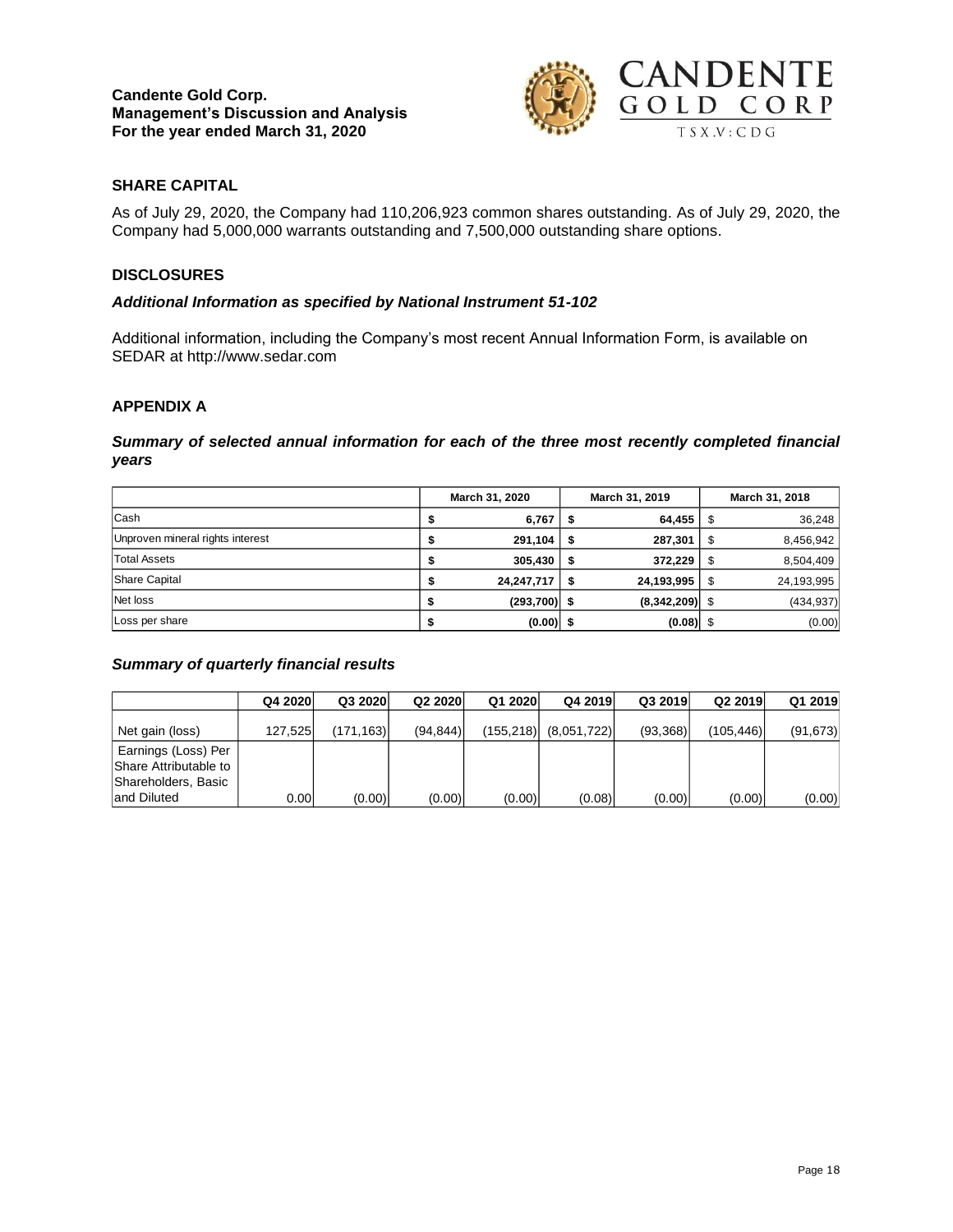## SHARE CAPITAL

As of July 29, 2020, the Company had 110,206,923 common shares outstanding. As of July 29, 2020, the Company had 5,000,000 warrants outstanding and 7,500,000 outstanding share options.

## DISCLOSURES

### *Additional Information as specified by National Instrument 51-102*

Additional information, including the Company's most recent Annual Information Form, is available on SEDAR at http://www.sedar.com

## APPENDIX A

### *Summary of selected annual information for each of the three most recently completed financial years*

| | March 31, 2020 | March 31, 2019 | March 31, 2018 |
|---|---|---|---|
| Cash | **$ 6,767** | **$ 64,455** | $ 36,248 |
| Unproven mineral rights interest | **$ 291,104** | **$ 287,301** | $ 8,456,942 |
| Total Assets | **$ 305,430** | **$ 372,229** | $ 8,504,409 |
| Share Capital | **$ 24,247,717** | **$ 24,193,995** | $ 24,193,995 |
| Net loss | **$ (293,700)** | **$ (8,342,209)** | $ (434,937) |
| Loss per share | **$ (0.00)** | **$ (0.08)** | $ (0.00) |

### *Summary of quarterly financial results*

| | Q4 2020 | Q3 2020 | Q2 2020 | Q1 2020 | Q4 2019 | Q3 2019 | Q2 2019 | Q1 2019 |
|---|---|---|---|---|---|---|---|---|
| Net gain (loss) | 127,525 | (171,163) | (94,844) | (155,218) | (8,051,722) | (93,368) | (105,446) | (91,673) |
| Earnings (Loss) Per Share Attributable to Shareholders, Basic and Diluted | 0.00 | (0.00) | (0.00) | (0.00) | (0.08) | (0.00) | (0.00) | (0.00) |